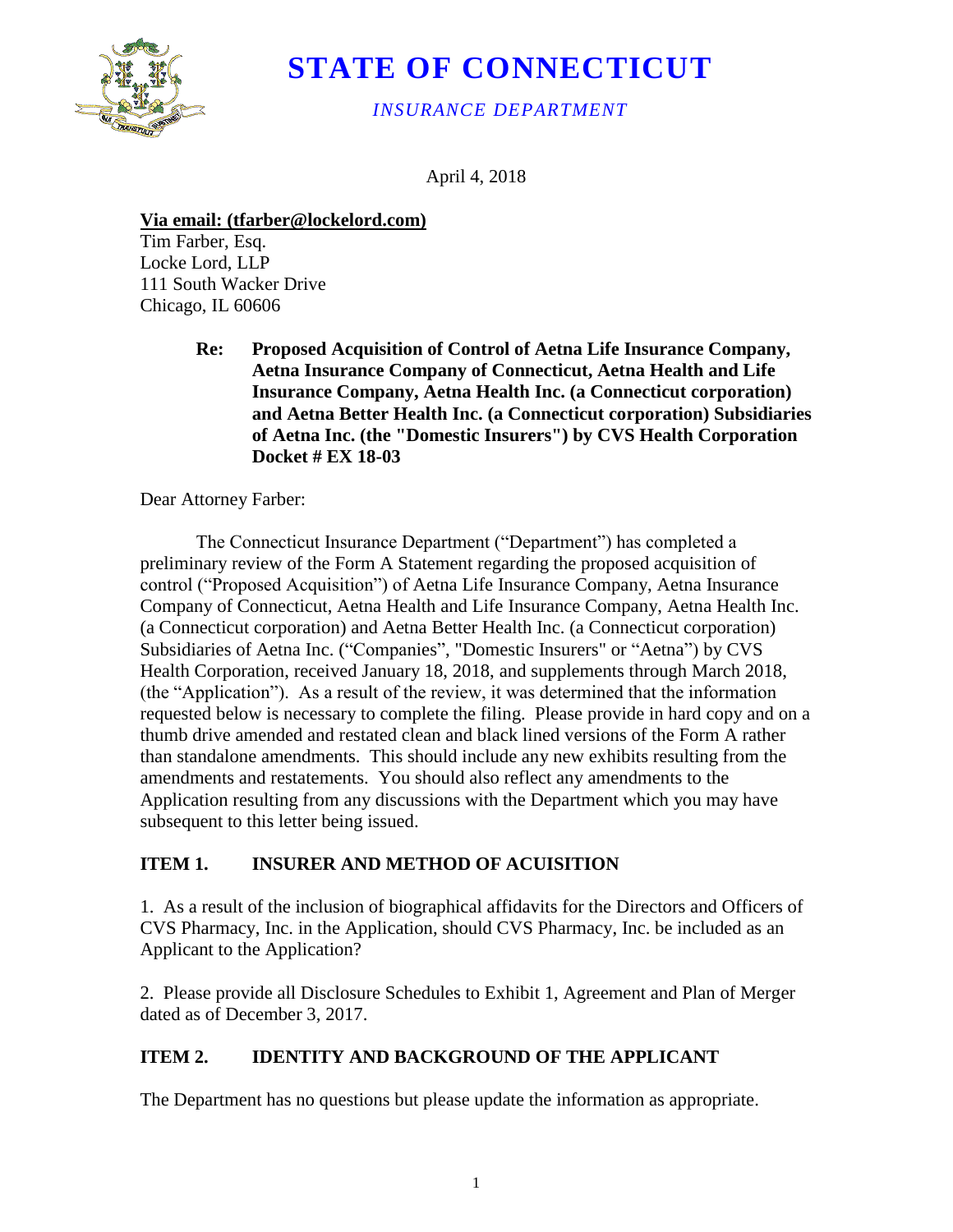# STATE OF CONNECTICUT

*INSURANCE DEPARTMENT*

April 4, 2018

**Via email: (tfarber@lockelord.com)**
Tim Farber, Esq.
Locke Lord, LLP
111 South Wacker Drive
Chicago, IL 60606

> **Re: Proposed Acquisition of Control of Aetna Life Insurance Company, Aetna Insurance Company of Connecticut, Aetna Health and Life Insurance Company, Aetna Health Inc. (a Connecticut corporation) and Aetna Better Health Inc. (a Connecticut corporation) Subsidiaries of Aetna Inc. (the "Domestic Insurers") by CVS Health Corporation Docket # EX 18-03**

Dear Attorney Farber:

The Connecticut Insurance Department ("Department") has completed a preliminary review of the Form A Statement regarding the proposed acquisition of control ("Proposed Acquisition") of Aetna Life Insurance Company, Aetna Insurance Company of Connecticut, Aetna Health and Life Insurance Company, Aetna Health Inc. (a Connecticut corporation) and Aetna Better Health Inc. (a Connecticut corporation) Subsidiaries of Aetna Inc. ("Companies", "Domestic Insurers" or "Aetna") by CVS Health Corporation, received January 18, 2018, and supplements through March 2018, (the "Application"). As a result of the review, it was determined that the information requested below is necessary to complete the filing. Please provide in hard copy and on a thumb drive amended and restated clean and black lined versions of the Form A rather than standalone amendments. This should include any new exhibits resulting from the amendments and restatements. You should also reflect any amendments to the Application resulting from any discussions with the Department which you may have subsequent to this letter being issued.

## ITEM 1. INSURER AND METHOD OF ACUISITION

1. As a result of the inclusion of biographical affidavits for the Directors and Officers of CVS Pharmacy, Inc. in the Application, should CVS Pharmacy, Inc. be included as an Applicant to the Application?

2. Please provide all Disclosure Schedules to Exhibit 1, Agreement and Plan of Merger dated as of December 3, 2017.

## ITEM 2. IDENTITY AND BACKGROUND OF THE APPLICANT

The Department has no questions but please update the information as appropriate.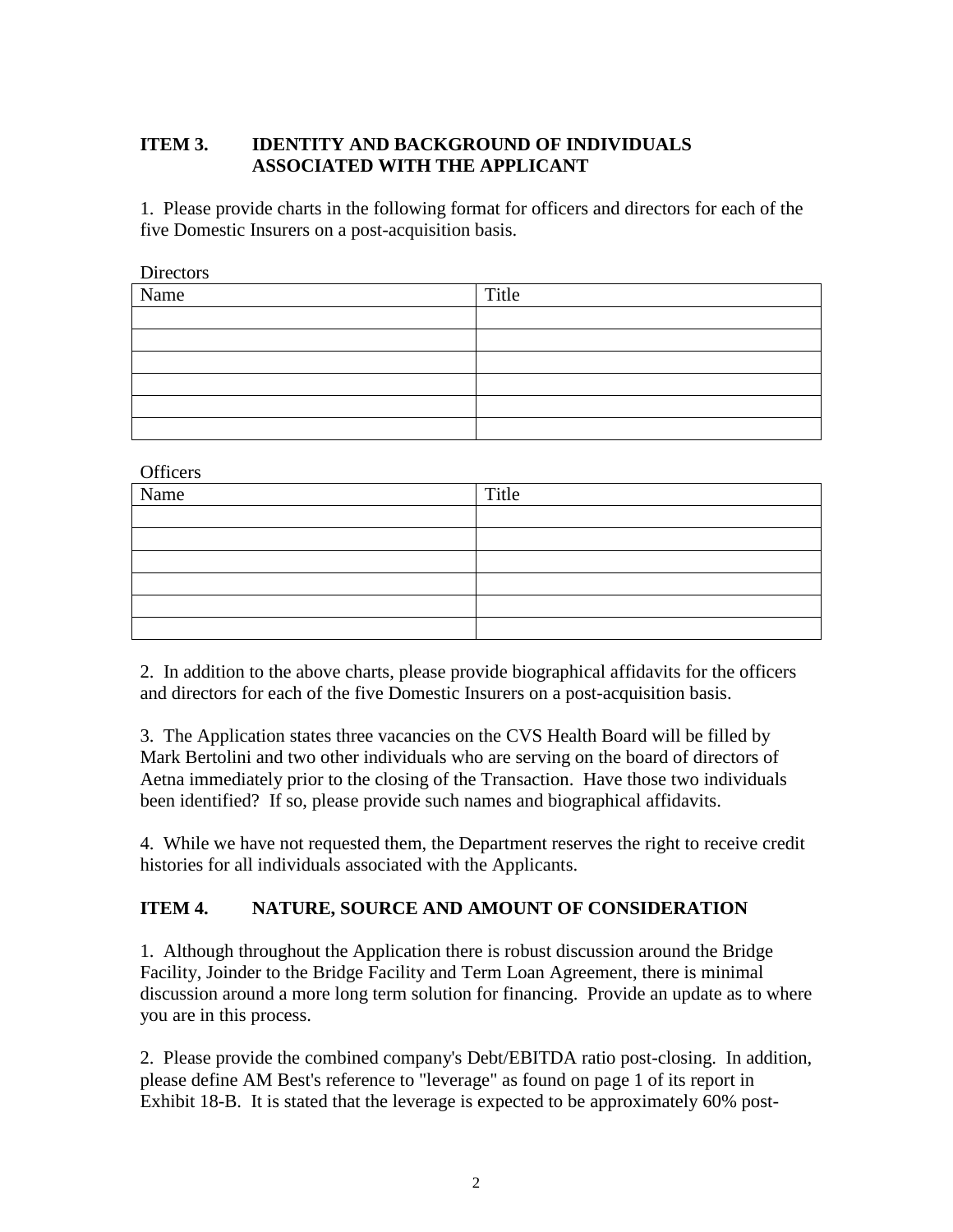**ITEM 3. IDENTITY AND BACKGROUND OF INDIVIDUALS ASSOCIATED WITH THE APPLICANT**

1. Please provide charts in the following format for officers and directors for each of the five Domestic Insurers on a post-acquisition basis.

Directors

| Name | Title |
|---|---|
| | |
| | |
| | |
| | |
| | |
| | |

Officers

| Name | Title |
|---|---|
| | |
| | |
| | |
| | |
| | |
| | |

2. In addition to the above charts, please provide biographical affidavits for the officers and directors for each of the five Domestic Insurers on a post-acquisition basis.

3. The Application states three vacancies on the CVS Health Board will be filled by Mark Bertolini and two other individuals who are serving on the board of directors of Aetna immediately prior to the closing of the Transaction. Have those two individuals been identified? If so, please provide such names and biographical affidavits.

4. While we have not requested them, the Department reserves the right to receive credit histories for all individuals associated with the Applicants.

**ITEM 4. NATURE, SOURCE AND AMOUNT OF CONSIDERATION**

1. Although throughout the Application there is robust discussion around the Bridge Facility, Joinder to the Bridge Facility and Term Loan Agreement, there is minimal discussion around a more long term solution for financing. Provide an update as to where you are in this process.

2. Please provide the combined company's Debt/EBITDA ratio post-closing. In addition, please define AM Best's reference to "leverage" as found on page 1 of its report in Exhibit 18-B. It is stated that the leverage is expected to be approximately 60% post-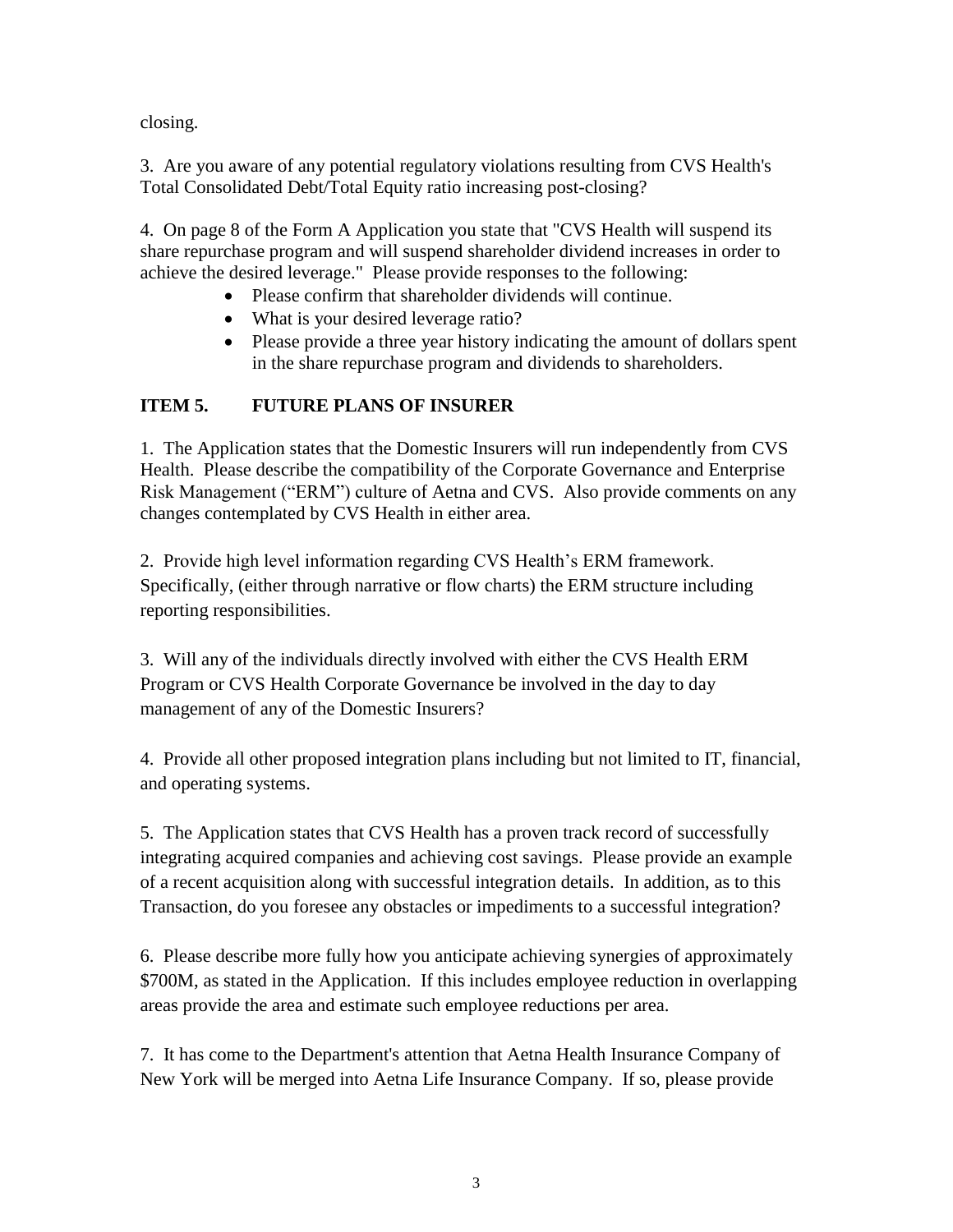closing.

3. Are you aware of any potential regulatory violations resulting from CVS Health's Total Consolidated Debt/Total Equity ratio increasing post-closing?

4. On page 8 of the Form A Application you state that "CVS Health will suspend its share repurchase program and will suspend shareholder dividend increases in order to achieve the desired leverage." Please provide responses to the following:

- Please confirm that shareholder dividends will continue.
- What is your desired leverage ratio?
- Please provide a three year history indicating the amount of dollars spent in the share repurchase program and dividends to shareholders.

## ITEM 5. FUTURE PLANS OF INSURER

1. The Application states that the Domestic Insurers will run independently from CVS Health. Please describe the compatibility of the Corporate Governance and Enterprise Risk Management ("ERM") culture of Aetna and CVS. Also provide comments on any changes contemplated by CVS Health in either area.

2. Provide high level information regarding CVS Health's ERM framework. Specifically, (either through narrative or flow charts) the ERM structure including reporting responsibilities.

3. Will any of the individuals directly involved with either the CVS Health ERM Program or CVS Health Corporate Governance be involved in the day to day management of any of the Domestic Insurers?

4. Provide all other proposed integration plans including but not limited to IT, financial, and operating systems.

5. The Application states that CVS Health has a proven track record of successfully integrating acquired companies and achieving cost savings. Please provide an example of a recent acquisition along with successful integration details. In addition, as to this Transaction, do you foresee any obstacles or impediments to a successful integration?

6. Please describe more fully how you anticipate achieving synergies of approximately $700M, as stated in the Application. If this includes employee reduction in overlapping areas provide the area and estimate such employee reductions per area.

7. It has come to the Department's attention that Aetna Health Insurance Company of New York will be merged into Aetna Life Insurance Company. If so, please provide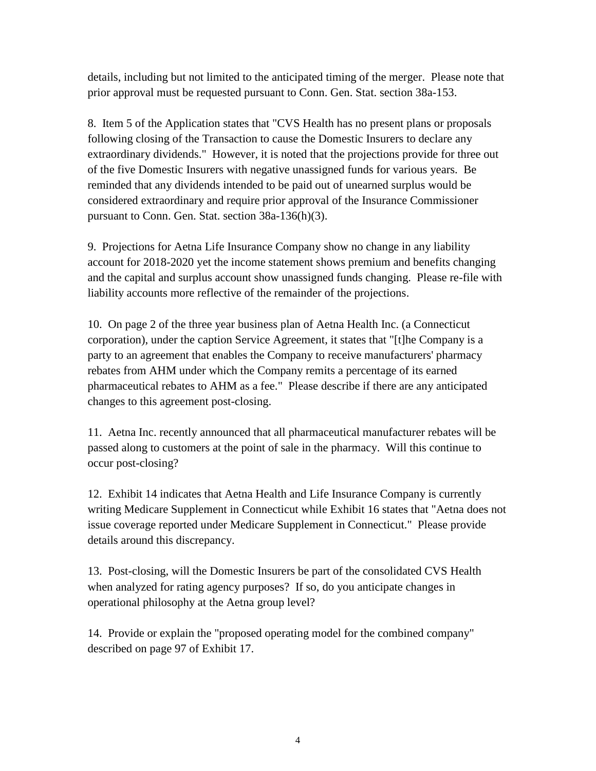details, including but not limited to the anticipated timing of the merger. Please note that prior approval must be requested pursuant to Conn. Gen. Stat. section 38a-153.

8. Item 5 of the Application states that "CVS Health has no present plans or proposals following closing of the Transaction to cause the Domestic Insurers to declare any extraordinary dividends." However, it is noted that the projections provide for three out of the five Domestic Insurers with negative unassigned funds for various years. Be reminded that any dividends intended to be paid out of unearned surplus would be considered extraordinary and require prior approval of the Insurance Commissioner pursuant to Conn. Gen. Stat. section 38a-136(h)(3).

9. Projections for Aetna Life Insurance Company show no change in any liability account for 2018-2020 yet the income statement shows premium and benefits changing and the capital and surplus account show unassigned funds changing. Please re-file with liability accounts more reflective of the remainder of the projections.

10. On page 2 of the three year business plan of Aetna Health Inc. (a Connecticut corporation), under the caption Service Agreement, it states that "[t]he Company is a party to an agreement that enables the Company to receive manufacturers' pharmacy rebates from AHM under which the Company remits a percentage of its earned pharmaceutical rebates to AHM as a fee." Please describe if there are any anticipated changes to this agreement post-closing.

11. Aetna Inc. recently announced that all pharmaceutical manufacturer rebates will be passed along to customers at the point of sale in the pharmacy. Will this continue to occur post-closing?

12. Exhibit 14 indicates that Aetna Health and Life Insurance Company is currently writing Medicare Supplement in Connecticut while Exhibit 16 states that "Aetna does not issue coverage reported under Medicare Supplement in Connecticut." Please provide details around this discrepancy.

13. Post-closing, will the Domestic Insurers be part of the consolidated CVS Health when analyzed for rating agency purposes? If so, do you anticipate changes in operational philosophy at the Aetna group level?

14. Provide or explain the "proposed operating model for the combined company" described on page 97 of Exhibit 17.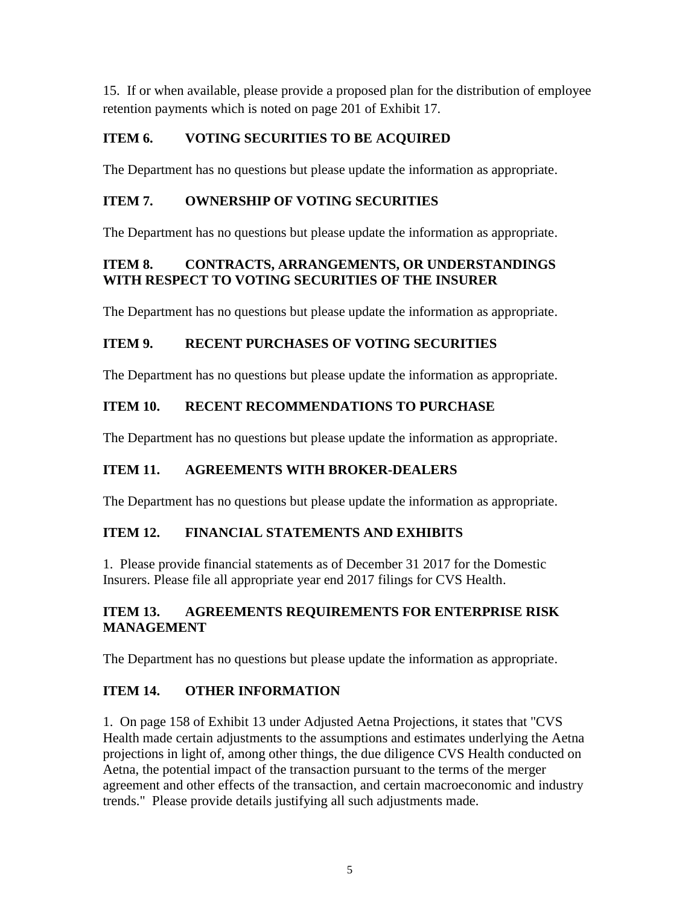15. If or when available, please provide a proposed plan for the distribution of employee retention payments which is noted on page 201 of Exhibit 17.

## ITEM 6. VOTING SECURITIES TO BE ACQUIRED

The Department has no questions but please update the information as appropriate.

## ITEM 7. OWNERSHIP OF VOTING SECURITIES

The Department has no questions but please update the information as appropriate.

## ITEM 8. CONTRACTS, ARRANGEMENTS, OR UNDERSTANDINGS WITH RESPECT TO VOTING SECURITIES OF THE INSURER

The Department has no questions but please update the information as appropriate.

## ITEM 9. RECENT PURCHASES OF VOTING SECURITIES

The Department has no questions but please update the information as appropriate.

## ITEM 10. RECENT RECOMMENDATIONS TO PURCHASE

The Department has no questions but please update the information as appropriate.

## ITEM 11. AGREEMENTS WITH BROKER-DEALERS

The Department has no questions but please update the information as appropriate.

## ITEM 12. FINANCIAL STATEMENTS AND EXHIBITS

1. Please provide financial statements as of December 31 2017 for the Domestic Insurers. Please file all appropriate year end 2017 filings for CVS Health.

## ITEM 13. AGREEMENTS REQUIREMENTS FOR ENTERPRISE RISK MANAGEMENT

The Department has no questions but please update the information as appropriate.

## ITEM 14. OTHER INFORMATION

1. On page 158 of Exhibit 13 under Adjusted Aetna Projections, it states that "CVS Health made certain adjustments to the assumptions and estimates underlying the Aetna projections in light of, among other things, the due diligence CVS Health conducted on Aetna, the potential impact of the transaction pursuant to the terms of the merger agreement and other effects of the transaction, and certain macroeconomic and industry trends." Please provide details justifying all such adjustments made.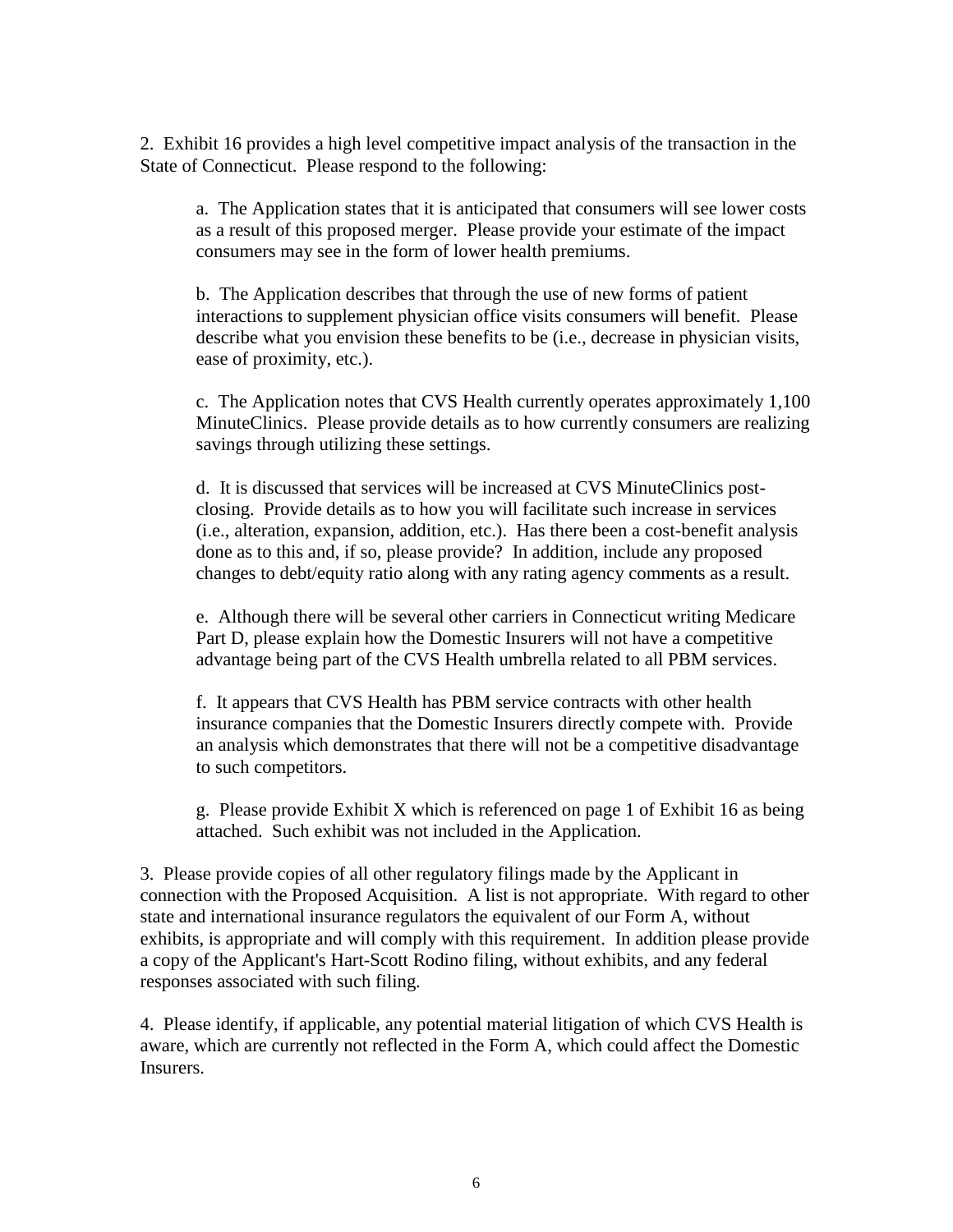2. Exhibit 16 provides a high level competitive impact analysis of the transaction in the State of Connecticut. Please respond to the following:

a. The Application states that it is anticipated that consumers will see lower costs as a result of this proposed merger. Please provide your estimate of the impact consumers may see in the form of lower health premiums.

b. The Application describes that through the use of new forms of patient interactions to supplement physician office visits consumers will benefit. Please describe what you envision these benefits to be (i.e., decrease in physician visits, ease of proximity, etc.).

c. The Application notes that CVS Health currently operates approximately 1,100 MinuteClinics. Please provide details as to how currently consumers are realizing savings through utilizing these settings.

d. It is discussed that services will be increased at CVS MinuteClinics post-closing. Provide details as to how you will facilitate such increase in services (i.e., alteration, expansion, addition, etc.). Has there been a cost-benefit analysis done as to this and, if so, please provide? In addition, include any proposed changes to debt/equity ratio along with any rating agency comments as a result.

e. Although there will be several other carriers in Connecticut writing Medicare Part D, please explain how the Domestic Insurers will not have a competitive advantage being part of the CVS Health umbrella related to all PBM services.

f. It appears that CVS Health has PBM service contracts with other health insurance companies that the Domestic Insurers directly compete with. Provide an analysis which demonstrates that there will not be a competitive disadvantage to such competitors.

g. Please provide Exhibit X which is referenced on page 1 of Exhibit 16 as being attached. Such exhibit was not included in the Application.

3. Please provide copies of all other regulatory filings made by the Applicant in connection with the Proposed Acquisition. A list is not appropriate. With regard to other state and international insurance regulators the equivalent of our Form A, without exhibits, is appropriate and will comply with this requirement. In addition please provide a copy of the Applicant's Hart-Scott Rodino filing, without exhibits, and any federal responses associated with such filing.

4. Please identify, if applicable, any potential material litigation of which CVS Health is aware, which are currently not reflected in the Form A, which could affect the Domestic Insurers.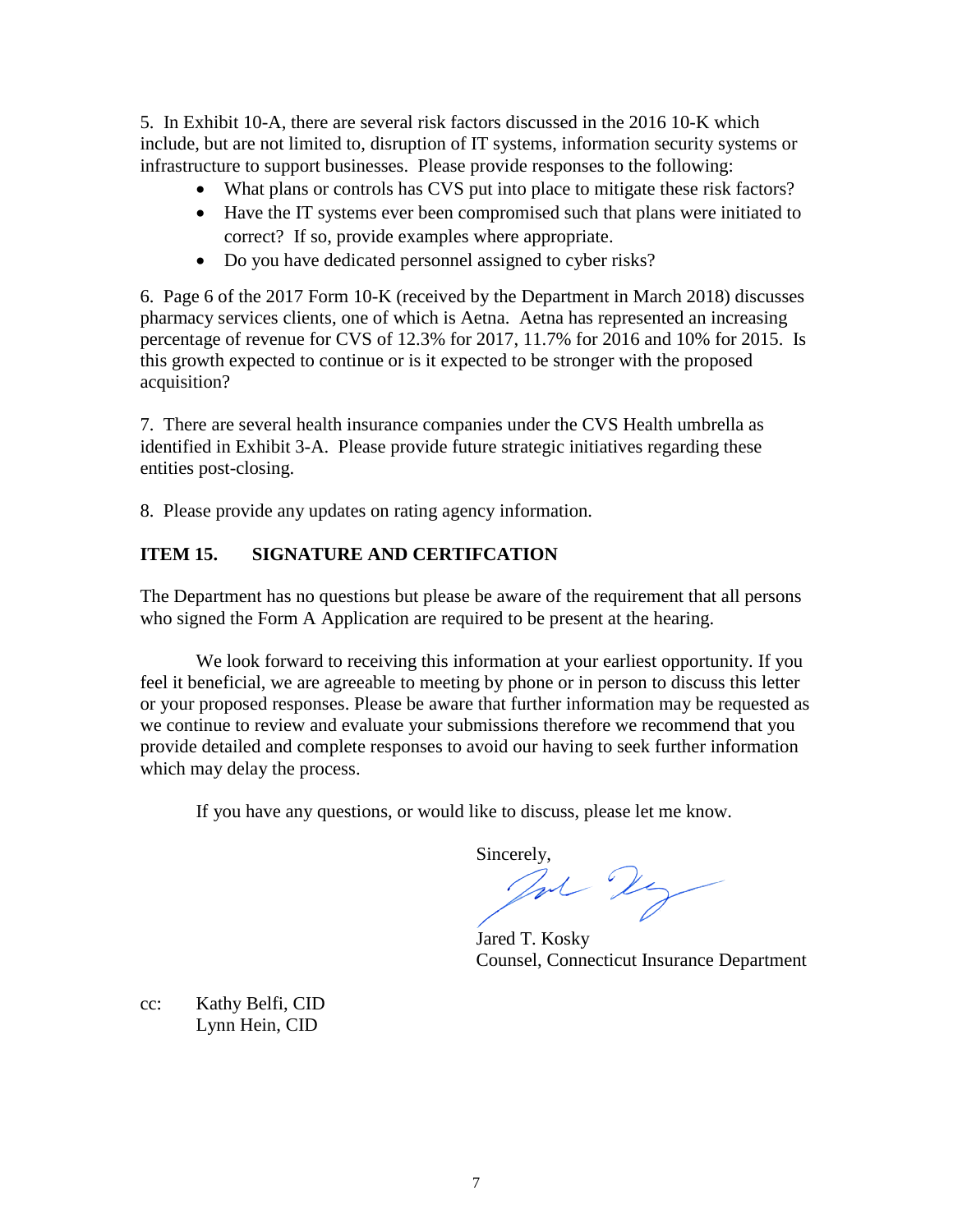5. In Exhibit 10-A, there are several risk factors discussed in the 2016 10-K which include, but are not limited to, disruption of IT systems, information security systems or infrastructure to support businesses. Please provide responses to the following:

- What plans or controls has CVS put into place to mitigate these risk factors?
- Have the IT systems ever been compromised such that plans were initiated to correct? If so, provide examples where appropriate.
- Do you have dedicated personnel assigned to cyber risks?

6. Page 6 of the 2017 Form 10-K (received by the Department in March 2018) discusses pharmacy services clients, one of which is Aetna. Aetna has represented an increasing percentage of revenue for CVS of 12.3% for 2017, 11.7% for 2016 and 10% for 2015. Is this growth expected to continue or is it expected to be stronger with the proposed acquisition?

7. There are several health insurance companies under the CVS Health umbrella as identified in Exhibit 3-A. Please provide future strategic initiatives regarding these entities post-closing.

8. Please provide any updates on rating agency information.

**ITEM 15. SIGNATURE AND CERTIFCATION**

The Department has no questions but please be aware of the requirement that all persons who signed the Form A Application are required to be present at the hearing.

We look forward to receiving this information at your earliest opportunity. If you feel it beneficial, we are agreeable to meeting by phone or in person to discuss this letter or your proposed responses. Please be aware that further information may be requested as we continue to review and evaluate your submissions therefore we recommend that you provide detailed and complete responses to avoid our having to seek further information which may delay the process.

If you have any questions, or would like to discuss, please let me know.

Sincerely,

Jared T. Kosky
Counsel, Connecticut Insurance Department

cc: Kathy Belfi, CID
Lynn Hein, CID